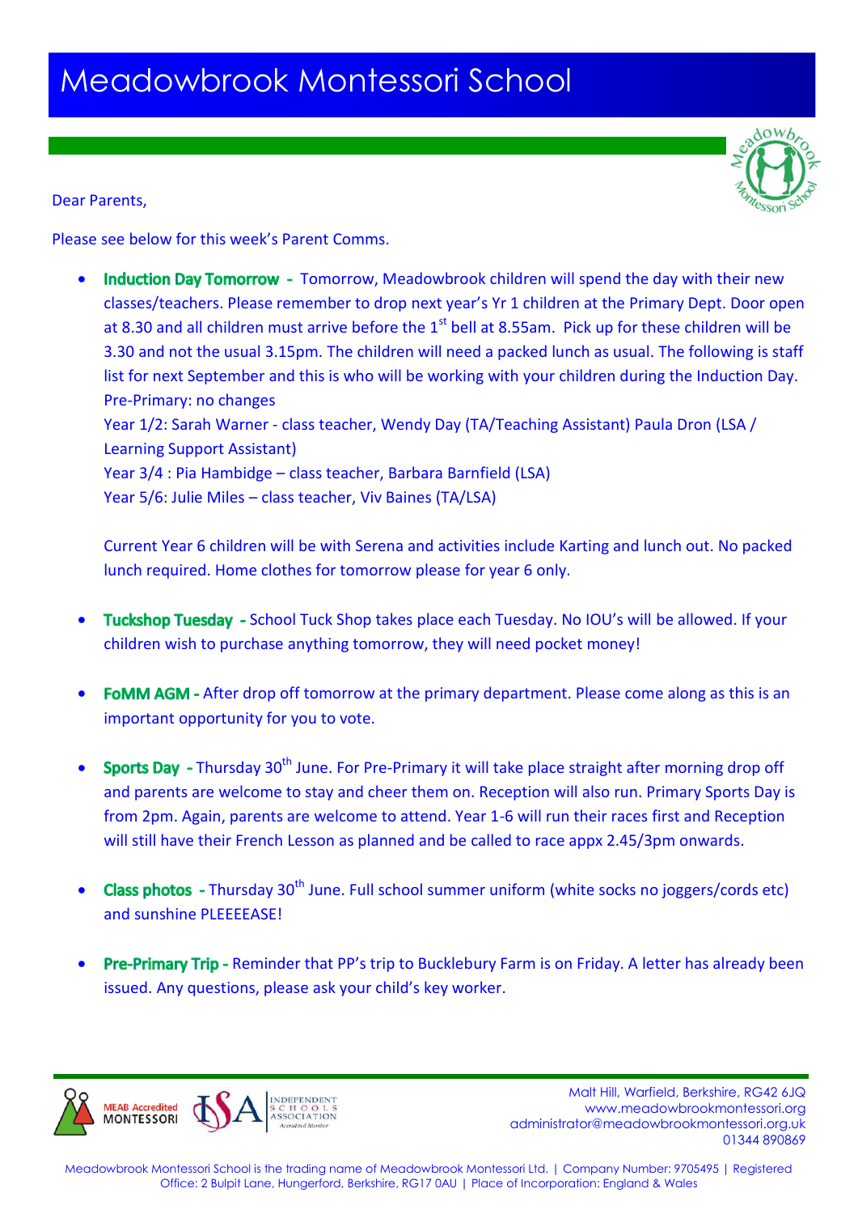# Meadowbrook Montessori School

Dear Parents,

Please see below for this week's Parent Comms.

- **Induction Day Tomorrow -** Tomorrow, Meadowbrook children will spend the day with their new classes/teachers. Please remember to drop next year's Yr 1 children at the Primary Dept. Door open at 8.30 and all children must arrive before the 1st bell at 8.55am. Pick up for these children will be 3.30 and not the usual 3.15pm. The children will need a packed lunch as usual. The following is staff list for next September and this is who will be working with your children during the Induction Day.
  Pre-Primary: no changes
  Year 1/2: Sarah Warner - class teacher, Wendy Day (TA/Teaching Assistant) Paula Dron (LSA / Learning Support Assistant)
  Year 3/4 : Pia Hambidge – class teacher, Barbara Barnfield (LSA)
  Year 5/6: Julie Miles – class teacher, Viv Baines (TA/LSA)

  Current Year 6 children will be with Serena and activities include Karting and lunch out. No packed lunch required. Home clothes for tomorrow please for year 6 only.

- **Tuckshop Tuesday -** School Tuck Shop takes place each Tuesday. No IOU's will be allowed. If your children wish to purchase anything tomorrow, they will need pocket money!

- **FoMM AGM -** After drop off tomorrow at the primary department. Please come along as this is an important opportunity for you to vote.

- **Sports Day -** Thursday 30th June. For Pre-Primary it will take place straight after morning drop off and parents are welcome to stay and cheer them on. Reception will also run. Primary Sports Day is from 2pm. Again, parents are welcome to attend. Year 1-6 will run their races first and Reception will still have their French Lesson as planned and be called to race appx 2.45/3pm onwards.

- **Class photos -** Thursday 30th June. Full school summer uniform (white socks no joggers/cords etc) and sunshine PLEEEEASE!

- **Pre-Primary Trip -** Reminder that PP's trip to Bucklebury Farm is on Friday. A letter has already been issued. Any questions, please ask your child's key worker.

MEAB Accredited MONTESSORI | ISA Independent Schools Association Accredited Member

Malt Hill, Warfield, Berkshire, RG42 6JQ
www.meadowbrookmontessori.org
administrator@meadowbrookmontessori.org.uk
01344 890869

Meadowbrook Montessori School is the trading name of Meadowbrook Montessori Ltd. | Company Number: 9705495 | Registered Office: 2 Bulpit Lane, Hungerford, Berkshire, RG17 0AU | Place of Incorporation: England & Wales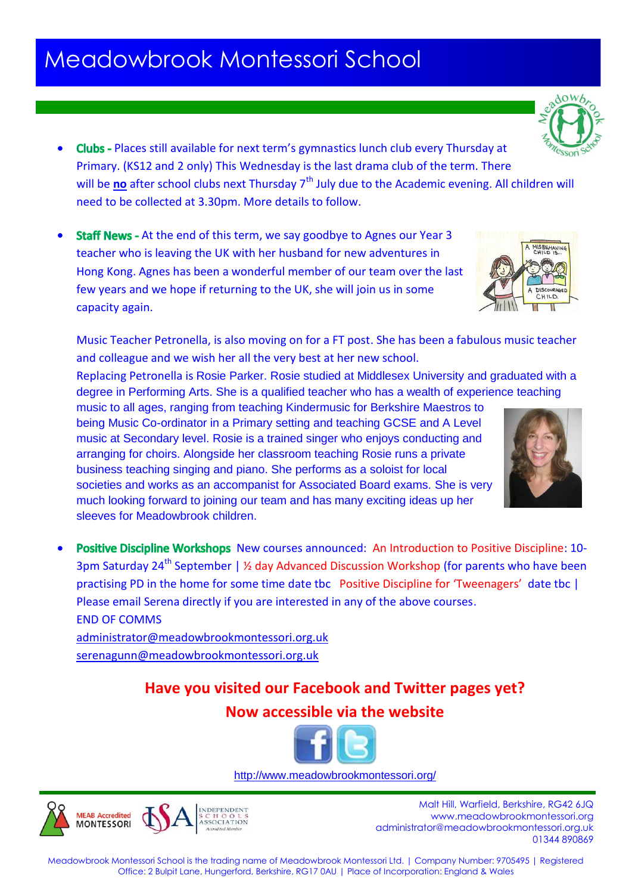# Meadowbrook Montessori School

- **Clubs -** Places still available for next term's gymnastics lunch club every Thursday at Primary. (KS12 and 2 only) This Wednesday is the last drama club of the term. There will be **no** after school clubs next Thursday 7th July due to the Academic evening. All children will need to be collected at 3.30pm. More details to follow.

- **Staff News -** At the end of this term, we say goodbye to Agnes our Year 3 teacher who is leaving the UK with her husband for new adventures in Hong Kong. Agnes has been a wonderful member of our team over the last few years and we hope if returning to the UK, she will join us in some capacity again.

  Music Teacher Petronella, is also moving on for a FT post. She has been a fabulous music teacher and colleague and we wish her all the very best at her new school.

  Replacing Petronella is Rosie Parker. Rosie studied at Middlesex University and graduated with a degree in Performing Arts. She is a qualified teacher who has a wealth of experience teaching music to all ages, ranging from teaching Kindermusic for Berkshire Maestros to being Music Co-ordinator in a Primary setting and teaching GCSE and A Level music at Secondary level. Rosie is a trained singer who enjoys conducting and arranging for choirs. Alongside her classroom teaching Rosie runs a private business teaching singing and piano. She performs as a soloist for local societies and works as an accompanist for Associated Board exams. She is very much looking forward to joining our team and has many exciting ideas up her sleeves for Meadowbrook children.

- **Positive Discipline Workshops** New courses announced: An Introduction to Positive Discipline: 10-3pm Saturday 24th September | ½ day Advanced Discussion Workshop (for parents who have been practising PD in the home for some time date tbc Positive Discipline for 'Tweenagers' date tbc | Please email Serena directly if you are interested in any of the above courses.

  END OF COMMS

  administrator@meadowbrookmontessori.org.uk

  serenagunn@meadowbrookmontessori.org.uk

**Have you visited our Facebook and Twitter pages yet?**

**Now accessible via the website**

http://www.meadowbrookmontessori.org/

MEAB Accredited MONTESSORI | ISA Independent Schools Association Accredited Member

Malt Hill, Warfield, Berkshire, RG42 6JQ
www.meadowbrookmontessori.org
administrator@meadowbrookmontessori.org.uk
01344 890869

Meadowbrook Montessori School is the trading name of Meadowbrook Montessori Ltd. | Company Number: 9705495 | Registered Office: 2 Bulpit Lane, Hungerford, Berkshire, RG17 0AU | Place of Incorporation: England & Wales